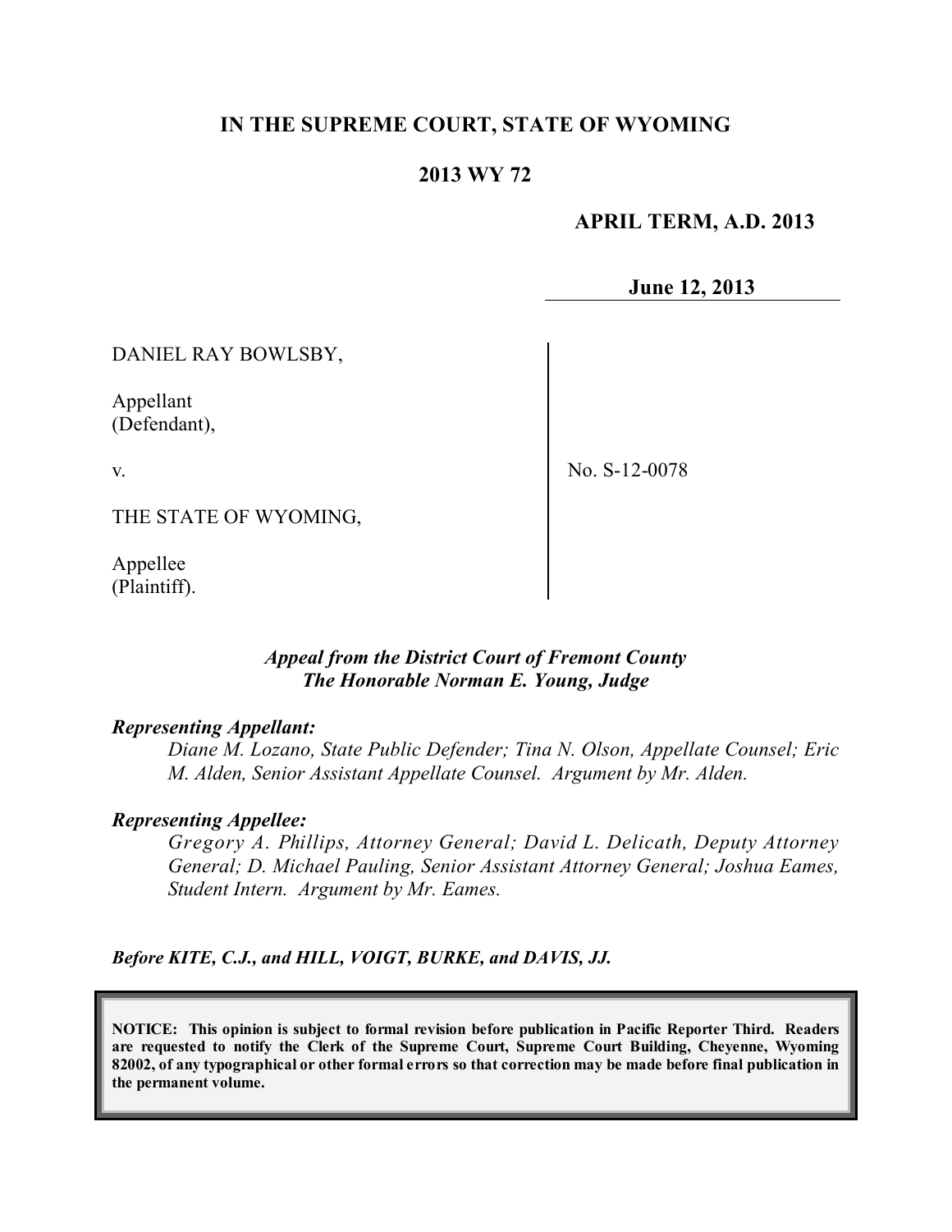# IN THE SUPREME COURT, STATE OF WYOMING

## 2013 WY 72

**APRIL TERM, A.D. 2013**

**June 12, 2013**

DANIEL RAY BOWLSBY,

Appellant
(Defendant),

v.

THE STATE OF WYOMING,

Appellee
(Plaintiff).

No. S-12-0078

***Appeal from the District Court of Fremont County***
***The Honorable Norman E. Young, Judge***

***Representing Appellant:***

*Diane M. Lozano, State Public Defender; Tina N. Olson, Appellate Counsel; Eric M. Alden, Senior Assistant Appellate Counsel. Argument by Mr. Alden.*

***Representing Appellee:***

*Gregory A. Phillips, Attorney General; David L. Delicath, Deputy Attorney General; D. Michael Pauling, Senior Assistant Attorney General; Joshua Eames, Student Intern. Argument by Mr. Eames.*

***Before KITE, C.J., and HILL, VOIGT, BURKE, and DAVIS, JJ.***

**NOTICE: This opinion is subject to formal revision before publication in Pacific Reporter Third. Readers are requested to notify the Clerk of the Supreme Court, Supreme Court Building, Cheyenne, Wyoming 82002, of any typographical or other formal errors so that correction may be made before final publication in the permanent volume.**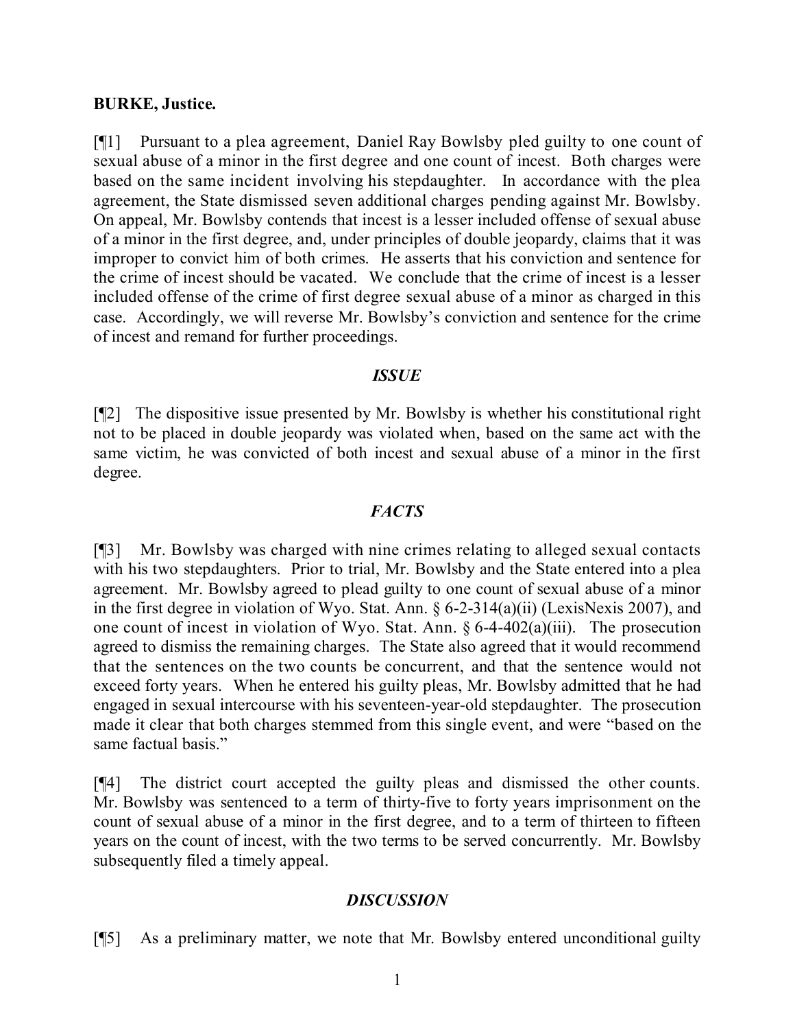**BURKE, Justice.**

[¶1] Pursuant to a plea agreement, Daniel Ray Bowlsby pled guilty to one count of sexual abuse of a minor in the first degree and one count of incest. Both charges were based on the same incident involving his stepdaughter. In accordance with the plea agreement, the State dismissed seven additional charges pending against Mr. Bowlsby. On appeal, Mr. Bowlsby contends that incest is a lesser included offense of sexual abuse of a minor in the first degree, and, under principles of double jeopardy, claims that it was improper to convict him of both crimes. He asserts that his conviction and sentence for the crime of incest should be vacated. We conclude that the crime of incest is a lesser included offense of the crime of first degree sexual abuse of a minor as charged in this case. Accordingly, we will reverse Mr. Bowlsby's conviction and sentence for the crime of incest and remand for further proceedings.

### *ISSUE*

[¶2] The dispositive issue presented by Mr. Bowlsby is whether his constitutional right not to be placed in double jeopardy was violated when, based on the same act with the same victim, he was convicted of both incest and sexual abuse of a minor in the first degree.

### *FACTS*

[¶3] Mr. Bowlsby was charged with nine crimes relating to alleged sexual contacts with his two stepdaughters. Prior to trial, Mr. Bowlsby and the State entered into a plea agreement. Mr. Bowlsby agreed to plead guilty to one count of sexual abuse of a minor in the first degree in violation of Wyo. Stat. Ann. § 6-2-314(a)(ii) (LexisNexis 2007), and one count of incest in violation of Wyo. Stat. Ann. § 6-4-402(a)(iii). The prosecution agreed to dismiss the remaining charges. The State also agreed that it would recommend that the sentences on the two counts be concurrent, and that the sentence would not exceed forty years. When he entered his guilty pleas, Mr. Bowlsby admitted that he had engaged in sexual intercourse with his seventeen-year-old stepdaughter. The prosecution made it clear that both charges stemmed from this single event, and were "based on the same factual basis."

[¶4] The district court accepted the guilty pleas and dismissed the other counts. Mr. Bowlsby was sentenced to a term of thirty-five to forty years imprisonment on the count of sexual abuse of a minor in the first degree, and to a term of thirteen to fifteen years on the count of incest, with the two terms to be served concurrently. Mr. Bowlsby subsequently filed a timely appeal.

### *DISCUSSION*

[¶5] As a preliminary matter, we note that Mr. Bowlsby entered unconditional guilty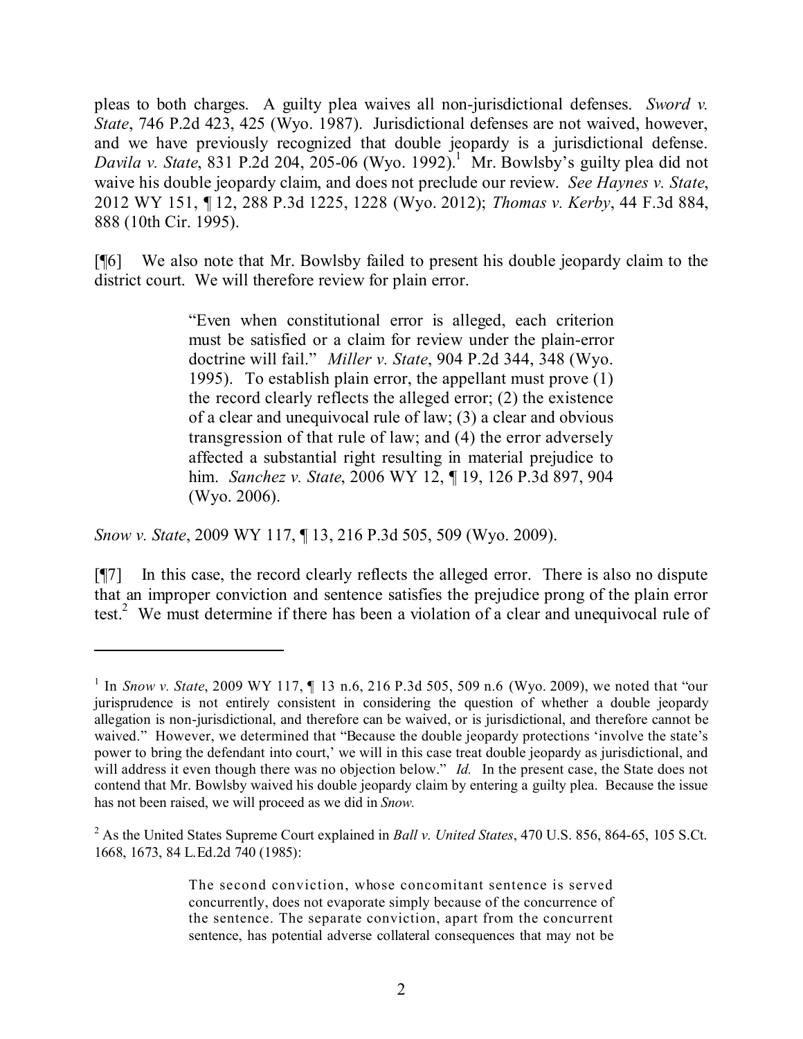pleas to both charges. A guilty plea waives all non-jurisdictional defenses. *Sword v. State*, 746 P.2d 423, 425 (Wyo. 1987). Jurisdictional defenses are not waived, however, and we have previously recognized that double jeopardy is a jurisdictional defense. *Davila v. State*, 831 P.2d 204, 205-06 (Wyo. 1992).[1] Mr. Bowlsby's guilty plea did not waive his double jeopardy claim, and does not preclude our review. *See Haynes v. State*, 2012 WY 151, ¶ 12, 288 P.3d 1225, 1228 (Wyo. 2012); *Thomas v. Kerby*, 44 F.3d 884, 888 (10th Cir. 1995).

[¶6] We also note that Mr. Bowlsby failed to present his double jeopardy claim to the district court. We will therefore review for plain error.

> "Even when constitutional error is alleged, each criterion must be satisfied or a claim for review under the plain-error doctrine will fail." *Miller v. State*, 904 P.2d 344, 348 (Wyo. 1995). To establish plain error, the appellant must prove (1) the record clearly reflects the alleged error; (2) the existence of a clear and unequivocal rule of law; (3) a clear and obvious transgression of that rule of law; and (4) the error adversely affected a substantial right resulting in material prejudice to him. *Sanchez v. State*, 2006 WY 12, ¶ 19, 126 P.3d 897, 904 (Wyo. 2006).

*Snow v. State*, 2009 WY 117, ¶ 13, 216 P.3d 505, 509 (Wyo. 2009).

[¶7] In this case, the record clearly reflects the alleged error. There is also no dispute that an improper conviction and sentence satisfies the prejudice prong of the plain error test.[2] We must determine if there has been a violation of a clear and unequivocal rule of

---

[1] In *Snow v. State*, 2009 WY 117, ¶ 13 n.6, 216 P.3d 505, 509 n.6 (Wyo. 2009), we noted that "our jurisprudence is not entirely consistent in considering the question of whether a double jeopardy allegation is non-jurisdictional, and therefore can be waived, or is jurisdictional, and therefore cannot be waived." However, we determined that "Because the double jeopardy protections 'involve the state's power to bring the defendant into court,' we will in this case treat double jeopardy as jurisdictional, and will address it even though there was no objection below." *Id.* In the present case, the State does not contend that Mr. Bowlsby waived his double jeopardy claim by entering a guilty plea. Because the issue has not been raised, we will proceed as we did in *Snow.*

[2] As the United States Supreme Court explained in *Ball v. United States*, 470 U.S. 856, 864-65, 105 S.Ct. 1668, 1673, 84 L.Ed.2d 740 (1985):

> The second conviction, whose concomitant sentence is served concurrently, does not evaporate simply because of the concurrence of the sentence. The separate conviction, apart from the concurrent sentence, has potential adverse collateral consequences that may not be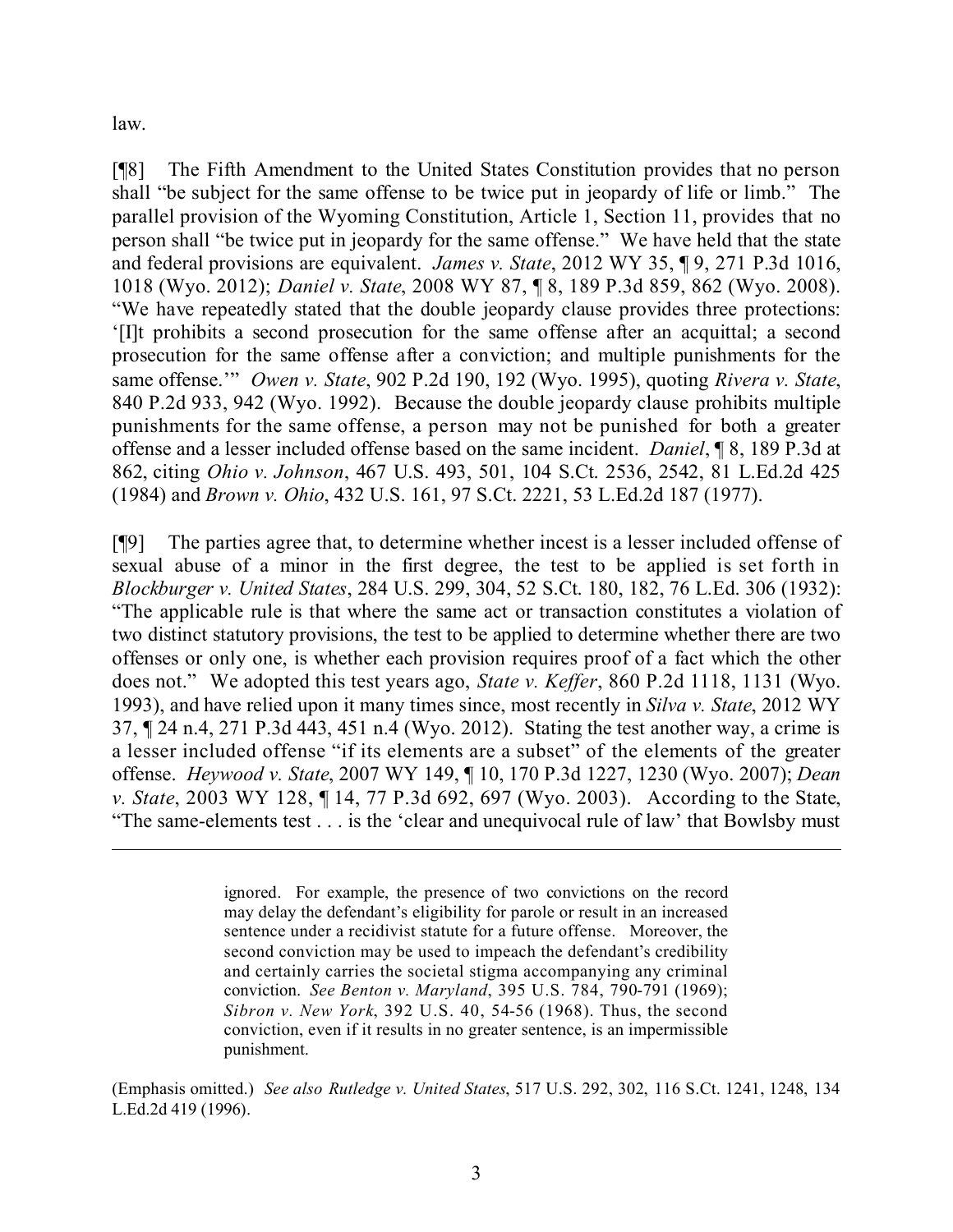law.

[¶8] The Fifth Amendment to the United States Constitution provides that no person shall "be subject for the same offense to be twice put in jeopardy of life or limb." The parallel provision of the Wyoming Constitution, Article 1, Section 11, provides that no person shall "be twice put in jeopardy for the same offense." We have held that the state and federal provisions are equivalent. *James v. State*, 2012 WY 35, ¶ 9, 271 P.3d 1016, 1018 (Wyo. 2012); *Daniel v. State*, 2008 WY 87, ¶ 8, 189 P.3d 859, 862 (Wyo. 2008). "We have repeatedly stated that the double jeopardy clause provides three protections: '[I]t prohibits a second prosecution for the same offense after an acquittal; a second prosecution for the same offense after a conviction; and multiple punishments for the same offense.'" *Owen v. State*, 902 P.2d 190, 192 (Wyo. 1995), quoting *Rivera v. State*, 840 P.2d 933, 942 (Wyo. 1992). Because the double jeopardy clause prohibits multiple punishments for the same offense, a person may not be punished for both a greater offense and a lesser included offense based on the same incident. *Daniel*, ¶ 8, 189 P.3d at 862, citing *Ohio v. Johnson*, 467 U.S. 493, 501, 104 S.Ct. 2536, 2542, 81 L.Ed.2d 425 (1984) and *Brown v. Ohio*, 432 U.S. 161, 97 S.Ct. 2221, 53 L.Ed.2d 187 (1977).

[¶9] The parties agree that, to determine whether incest is a lesser included offense of sexual abuse of a minor in the first degree, the test to be applied is set forth in *Blockburger v. United States*, 284 U.S. 299, 304, 52 S.Ct. 180, 182, 76 L.Ed. 306 (1932): "The applicable rule is that where the same act or transaction constitutes a violation of two distinct statutory provisions, the test to be applied to determine whether there are two offenses or only one, is whether each provision requires proof of a fact which the other does not." We adopted this test years ago, *State v. Keffer*, 860 P.2d 1118, 1131 (Wyo. 1993), and have relied upon it many times since, most recently in *Silva v. State*, 2012 WY 37, ¶ 24 n.4, 271 P.3d 443, 451 n.4 (Wyo. 2012). Stating the test another way, a crime is a lesser included offense "if its elements are a subset" of the elements of the greater offense. *Heywood v. State*, 2007 WY 149, ¶ 10, 170 P.3d 1227, 1230 (Wyo. 2007); *Dean v. State*, 2003 WY 128, ¶ 14, 77 P.3d 692, 697 (Wyo. 2003). According to the State, "The same-elements test . . . is the 'clear and unequivocal rule of law' that Bowlsby must

---

> ignored. For example, the presence of two convictions on the record may delay the defendant's eligibility for parole or result in an increased sentence under a recidivist statute for a future offense. Moreover, the second conviction may be used to impeach the defendant's credibility and certainly carries the societal stigma accompanying any criminal conviction. *See Benton v. Maryland*, 395 U.S. 784, 790-791 (1969); *Sibron v. New York*, 392 U.S. 40, 54-56 (1968). Thus, the second conviction, even if it results in no greater sentence, is an impermissible punishment.

(Emphasis omitted.) *See also Rutledge v. United States*, 517 U.S. 292, 302, 116 S.Ct. 1241, 1248, 134 L.Ed.2d 419 (1996).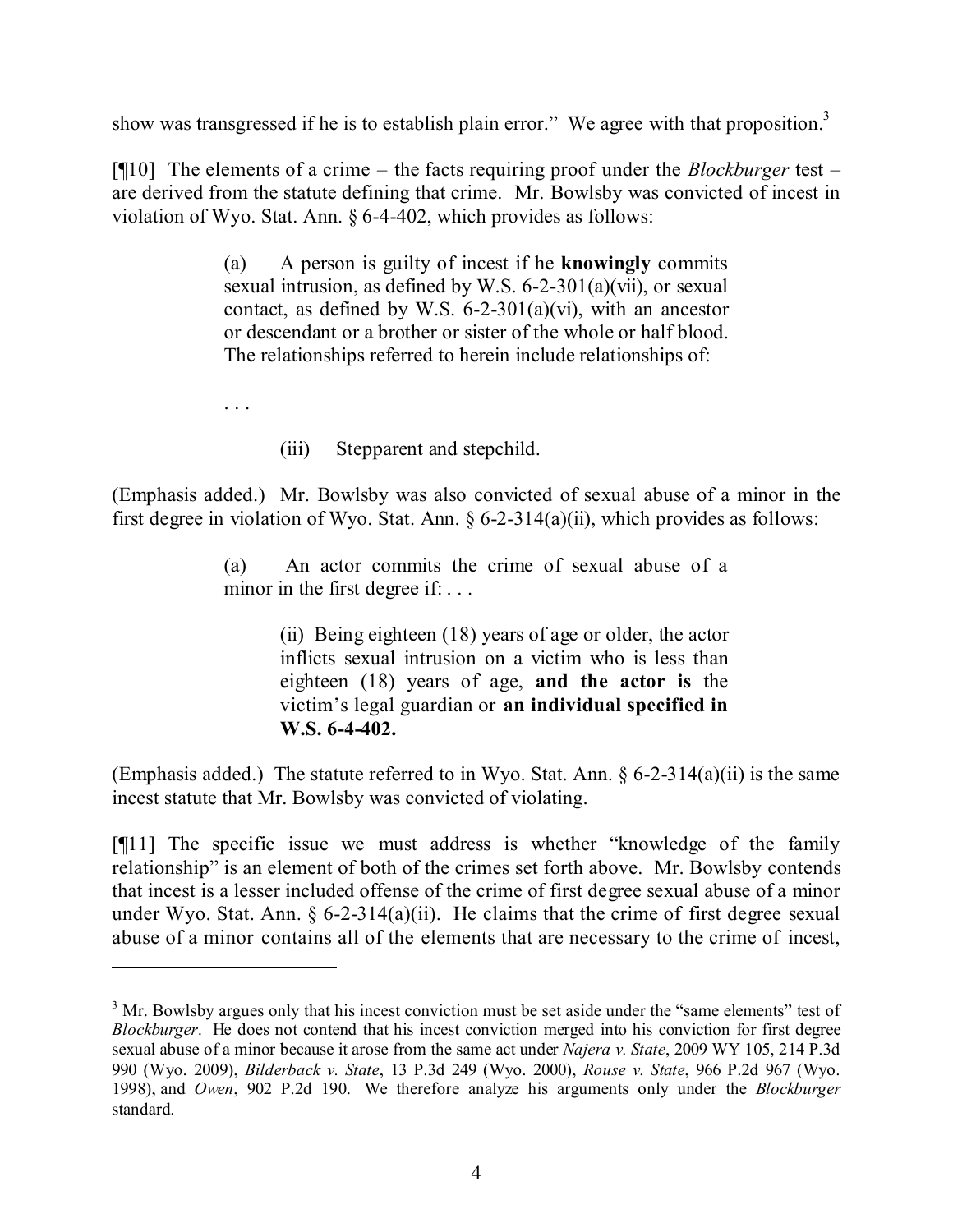show was transgressed if he is to establish plain error." We agree with that proposition.[3]

[¶10] The elements of a crime – the facts requiring proof under the *Blockburger* test – are derived from the statute defining that crime. Mr. Bowlsby was convicted of incest in violation of Wyo. Stat. Ann. § 6-4-402, which provides as follows:

> (a) A person is guilty of incest if he **knowingly** commits sexual intrusion, as defined by W.S. 6-2-301(a)(vii), or sexual contact, as defined by W.S. 6-2-301(a)(vi), with an ancestor or descendant or a brother or sister of the whole or half blood. The relationships referred to herein include relationships of:
>
> . . .
>
> (iii) Stepparent and stepchild.

(Emphasis added.) Mr. Bowlsby was also convicted of sexual abuse of a minor in the first degree in violation of Wyo. Stat. Ann. § 6-2-314(a)(ii), which provides as follows:

> (a) An actor commits the crime of sexual abuse of a minor in the first degree if: . . .
>
> (ii) Being eighteen (18) years of age or older, the actor inflicts sexual intrusion on a victim who is less than eighteen (18) years of age, **and the actor is** the victim's legal guardian or **an individual specified in W.S. 6-4-402.**

(Emphasis added.) The statute referred to in Wyo. Stat. Ann. § 6-2-314(a)(ii) is the same incest statute that Mr. Bowlsby was convicted of violating.

[¶11] The specific issue we must address is whether "knowledge of the family relationship" is an element of both of the crimes set forth above. Mr. Bowlsby contends that incest is a lesser included offense of the crime of first degree sexual abuse of a minor under Wyo. Stat. Ann. § 6-2-314(a)(ii). He claims that the crime of first degree sexual abuse of a minor contains all of the elements that are necessary to the crime of incest,

---

[3] Mr. Bowlsby argues only that his incest conviction must be set aside under the "same elements" test of *Blockburger*. He does not contend that his incest conviction merged into his conviction for first degree sexual abuse of a minor because it arose from the same act under *Najera v. State*, 2009 WY 105, 214 P.3d 990 (Wyo. 2009), *Bilderback v. State*, 13 P.3d 249 (Wyo. 2000), *Rouse v. State*, 966 P.2d 967 (Wyo. 1998), and *Owen*, 902 P.2d 190. We therefore analyze his arguments only under the *Blockburger* standard.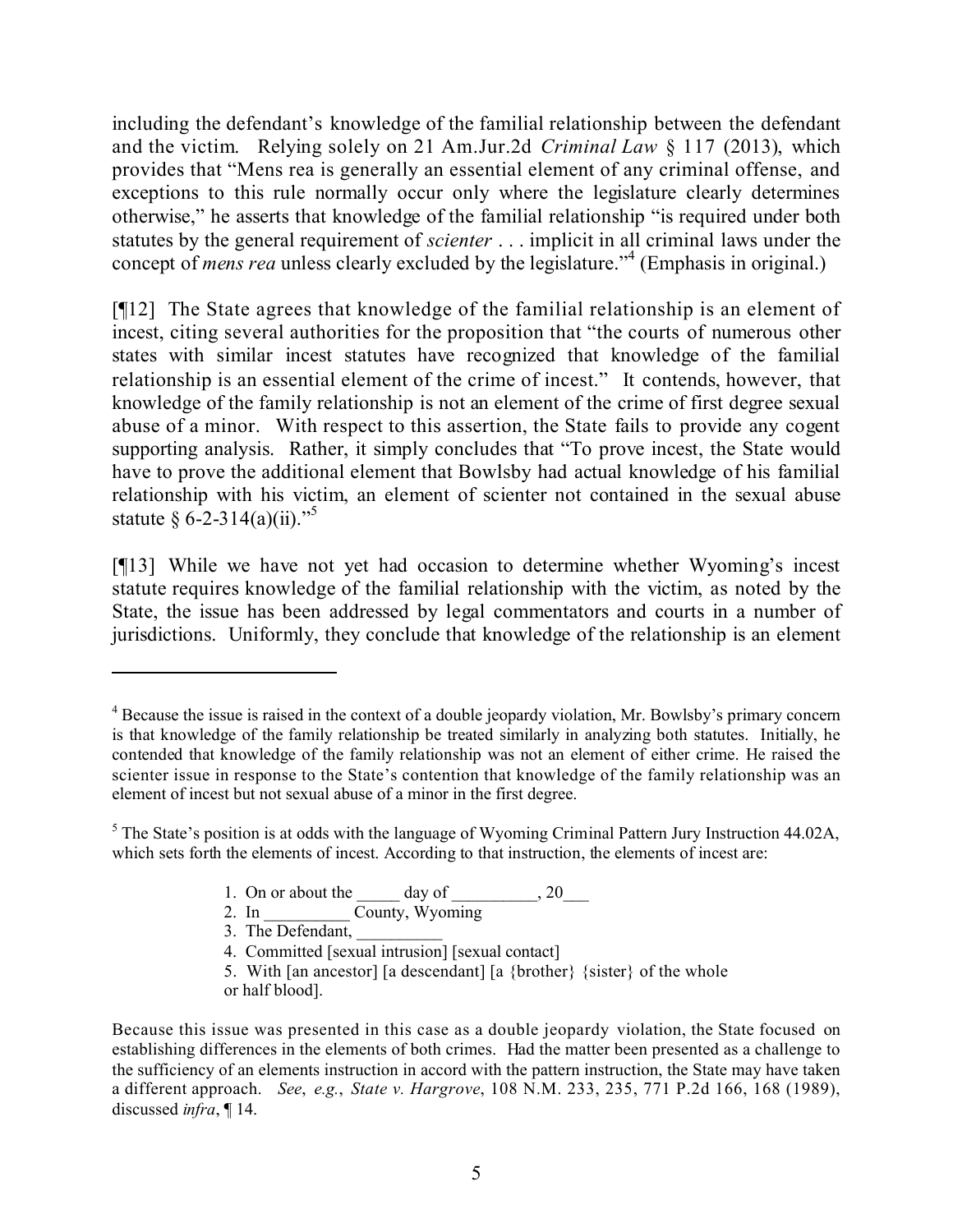including the defendant's knowledge of the familial relationship between the defendant and the victim. Relying solely on 21 Am.Jur.2d *Criminal Law* § 117 (2013), which provides that "Mens rea is generally an essential element of any criminal offense, and exceptions to this rule normally occur only where the legislature clearly determines otherwise," he asserts that knowledge of the familial relationship "is required under both statutes by the general requirement of *scienter* . . . implicit in all criminal laws under the concept of *mens rea* unless clearly excluded by the legislature."[4] (Emphasis in original.)

[¶12] The State agrees that knowledge of the familial relationship is an element of incest, citing several authorities for the proposition that "the courts of numerous other states with similar incest statutes have recognized that knowledge of the familial relationship is an essential element of the crime of incest." It contends, however, that knowledge of the family relationship is not an element of the crime of first degree sexual abuse of a minor. With respect to this assertion, the State fails to provide any cogent supporting analysis. Rather, it simply concludes that "To prove incest, the State would have to prove the additional element that Bowlsby had actual knowledge of his familial relationship with his victim, an element of scienter not contained in the sexual abuse statute § 6-2-314(a)(ii)."[5]

[¶13] While we have not yet had occasion to determine whether Wyoming's incest statute requires knowledge of the familial relationship with the victim, as noted by the State, the issue has been addressed by legal commentators and courts in a number of jurisdictions. Uniformly, they conclude that knowledge of the relationship is an element

---

[4] Because the issue is raised in the context of a double jeopardy violation, Mr. Bowlsby's primary concern is that knowledge of the family relationship be treated similarly in analyzing both statutes. Initially, he contended that knowledge of the family relationship was not an element of either crime. He raised the scienter issue in response to the State's contention that knowledge of the family relationship was an element of incest but not sexual abuse of a minor in the first degree.

[5] The State's position is at odds with the language of Wyoming Criminal Pattern Jury Instruction 44.02A, which sets forth the elements of incest. According to that instruction, the elements of incest are:

1. On or about the _____ day of __________, 20___
2. In __________ County, Wyoming
3. The Defendant, __________
4. Committed [sexual intrusion] [sexual contact]
5. With [an ancestor] [a descendant] [a {brother} {sister} of the whole or half blood].

Because this issue was presented in this case as a double jeopardy violation, the State focused on establishing differences in the elements of both crimes. Had the matter been presented as a challenge to the sufficiency of an elements instruction in accord with the pattern instruction, the State may have taken a different approach. *See*, *e.g.*, *State v. Hargrove*, 108 N.M. 233, 235, 771 P.2d 166, 168 (1989), discussed *infra*, ¶ 14.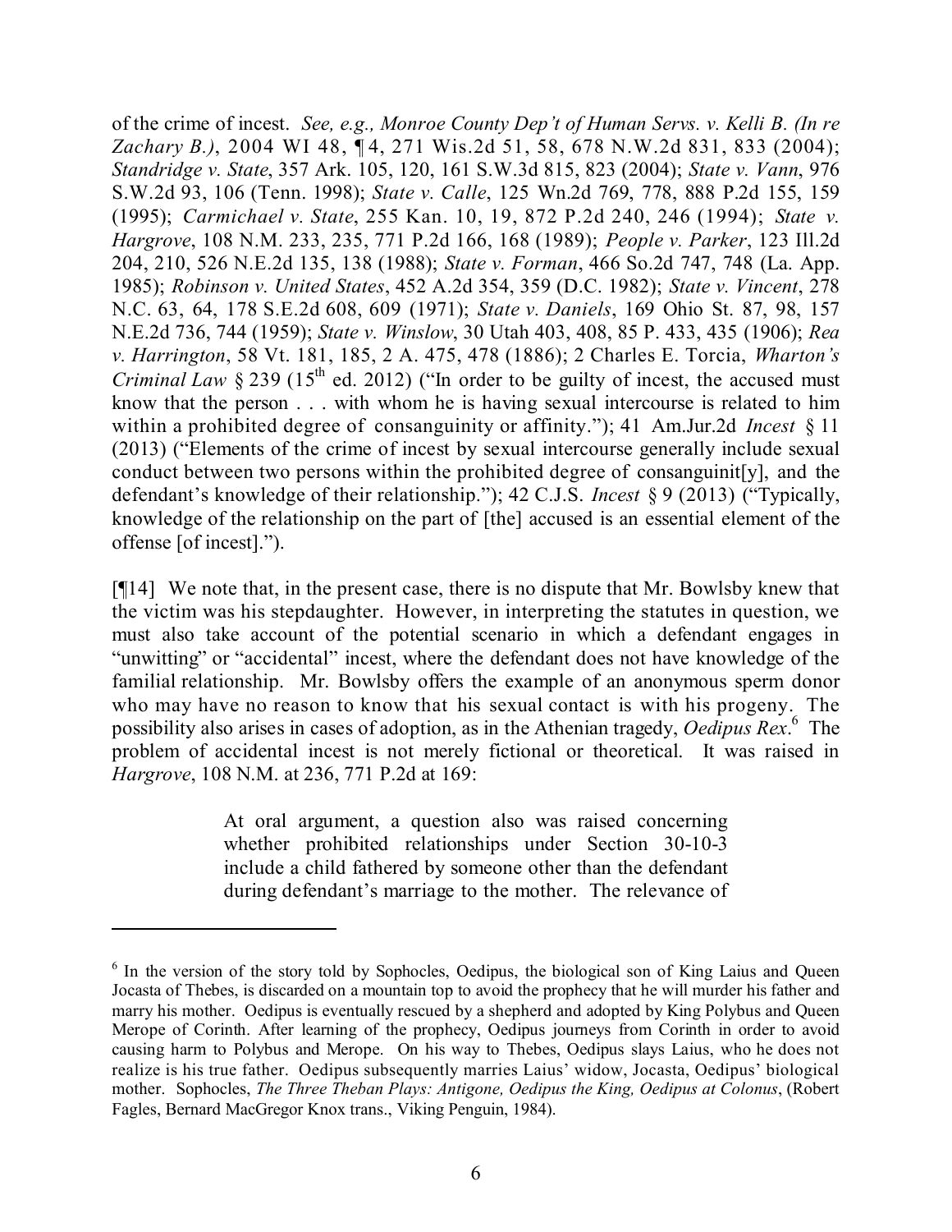of the crime of incest. *See, e.g., Monroe County Dep't of Human Servs. v. Kelli B. (In re Zachary B.)*, 2004 WI 48, ¶ 4, 271 Wis.2d 51, 58, 678 N.W.2d 831, 833 (2004); *Standridge v. State*, 357 Ark. 105, 120, 161 S.W.3d 815, 823 (2004); *State v. Vann*, 976 S.W.2d 93, 106 (Tenn. 1998); *State v. Calle*, 125 Wn.2d 769, 778, 888 P.2d 155, 159 (1995); *Carmichael v. State*, 255 Kan. 10, 19, 872 P.2d 240, 246 (1994); *State v. Hargrove*, 108 N.M. 233, 235, 771 P.2d 166, 168 (1989); *People v. Parker*, 123 Ill.2d 204, 210, 526 N.E.2d 135, 138 (1988); *State v. Forman*, 466 So.2d 747, 748 (La. App. 1985); *Robinson v. United States*, 452 A.2d 354, 359 (D.C. 1982); *State v. Vincent*, 278 N.C. 63, 64, 178 S.E.2d 608, 609 (1971); *State v. Daniels*, 169 Ohio St. 87, 98, 157 N.E.2d 736, 744 (1959); *State v. Winslow*, 30 Utah 403, 408, 85 P. 433, 435 (1906); *Rea v. Harrington*, 58 Vt. 181, 185, 2 A. 475, 478 (1886); 2 Charles E. Torcia, *Wharton's Criminal Law* § 239 (15th ed. 2012) ("In order to be guilty of incest, the accused must know that the person . . . with whom he is having sexual intercourse is related to him within a prohibited degree of consanguinity or affinity."); 41 Am.Jur.2d *Incest* § 11 (2013) ("Elements of the crime of incest by sexual intercourse generally include sexual conduct between two persons within the prohibited degree of consanguinit[y], and the defendant's knowledge of their relationship."); 42 C.J.S. *Incest* § 9 (2013) ("Typically, knowledge of the relationship on the part of [the] accused is an essential element of the offense [of incest].").

[¶14] We note that, in the present case, there is no dispute that Mr. Bowlsby knew that the victim was his stepdaughter. However, in interpreting the statutes in question, we must also take account of the potential scenario in which a defendant engages in "unwitting" or "accidental" incest, where the defendant does not have knowledge of the familial relationship. Mr. Bowlsby offers the example of an anonymous sperm donor who may have no reason to know that his sexual contact is with his progeny. The possibility also arises in cases of adoption, as in the Athenian tragedy, *Oedipus Rex*.[6] The problem of accidental incest is not merely fictional or theoretical. It was raised in *Hargrove*, 108 N.M. at 236, 771 P.2d at 169:

> At oral argument, a question also was raised concerning whether prohibited relationships under Section 30-10-3 include a child fathered by someone other than the defendant during defendant's marriage to the mother. The relevance of

---

[6] In the version of the story told by Sophocles, Oedipus, the biological son of King Laius and Queen Jocasta of Thebes, is discarded on a mountain top to avoid the prophecy that he will murder his father and marry his mother. Oedipus is eventually rescued by a shepherd and adopted by King Polybus and Queen Merope of Corinth. After learning of the prophecy, Oedipus journeys from Corinth in order to avoid causing harm to Polybus and Merope. On his way to Thebes, Oedipus slays Laius, who he does not realize is his true father. Oedipus subsequently marries Laius' widow, Jocasta, Oedipus' biological mother. Sophocles, *The Three Theban Plays: Antigone, Oedipus the King, Oedipus at Colonus*, (Robert Fagles, Bernard MacGregor Knox trans., Viking Penguin, 1984).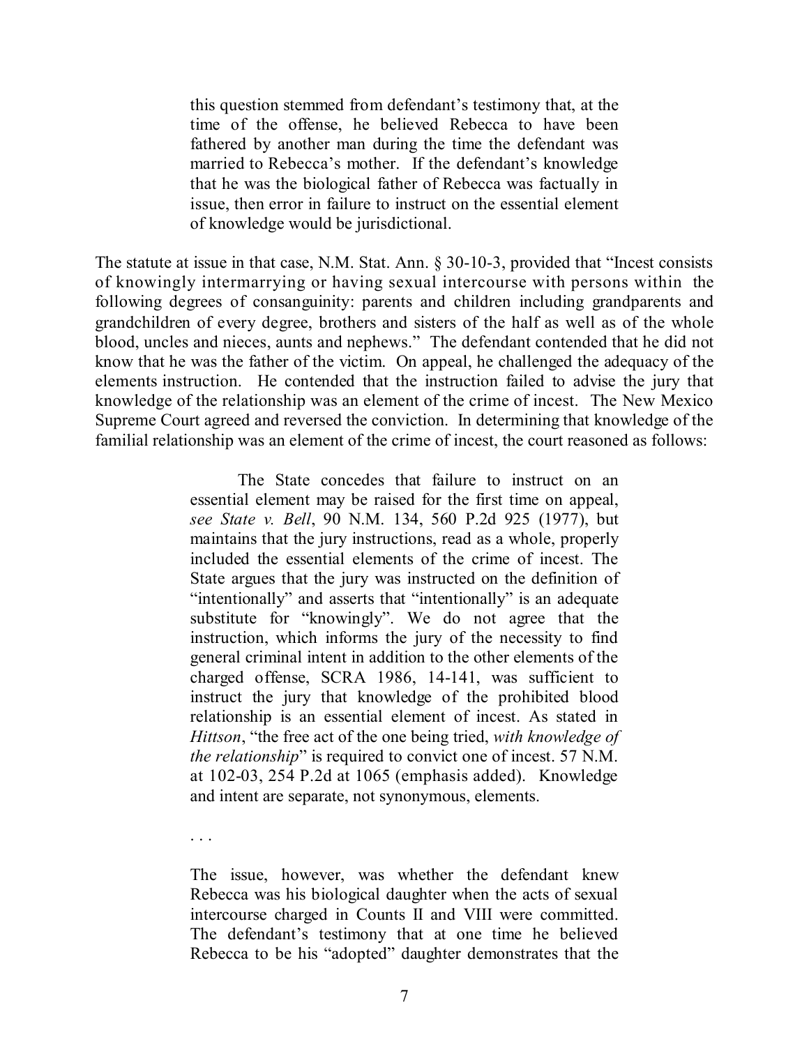> this question stemmed from defendant's testimony that, at the time of the offense, he believed Rebecca to have been fathered by another man during the time the defendant was married to Rebecca's mother. If the defendant's knowledge that he was the biological father of Rebecca was factually in issue, then error in failure to instruct on the essential element of knowledge would be jurisdictional.

The statute at issue in that case, N.M. Stat. Ann. § 30-10-3, provided that "Incest consists of knowingly intermarrying or having sexual intercourse with persons within the following degrees of consanguinity: parents and children including grandparents and grandchildren of every degree, brothers and sisters of the half as well as of the whole blood, uncles and nieces, aunts and nephews." The defendant contended that he did not know that he was the father of the victim. On appeal, he challenged the adequacy of the elements instruction. He contended that the instruction failed to advise the jury that knowledge of the relationship was an element of the crime of incest. The New Mexico Supreme Court agreed and reversed the conviction. In determining that knowledge of the familial relationship was an element of the crime of incest, the court reasoned as follows:

> The State concedes that failure to instruct on an essential element may be raised for the first time on appeal, *see State v. Bell*, 90 N.M. 134, 560 P.2d 925 (1977), but maintains that the jury instructions, read as a whole, properly included the essential elements of the crime of incest. The State argues that the jury was instructed on the definition of "intentionally" and asserts that "intentionally" is an adequate substitute for "knowingly". We do not agree that the instruction, which informs the jury of the necessity to find general criminal intent in addition to the other elements of the charged offense, SCRA 1986, 14-141, was sufficient to instruct the jury that knowledge of the prohibited blood relationship is an essential element of incest. As stated in *Hittson*, "the free act of the one being tried, *with knowledge of the relationship*" is required to convict one of incest. 57 N.M. at 102-03, 254 P.2d at 1065 (emphasis added). Knowledge and intent are separate, not synonymous, elements.
>
> . . .
>
> The issue, however, was whether the defendant knew Rebecca was his biological daughter when the acts of sexual intercourse charged in Counts II and VIII were committed. The defendant's testimony that at one time he believed Rebecca to be his "adopted" daughter demonstrates that the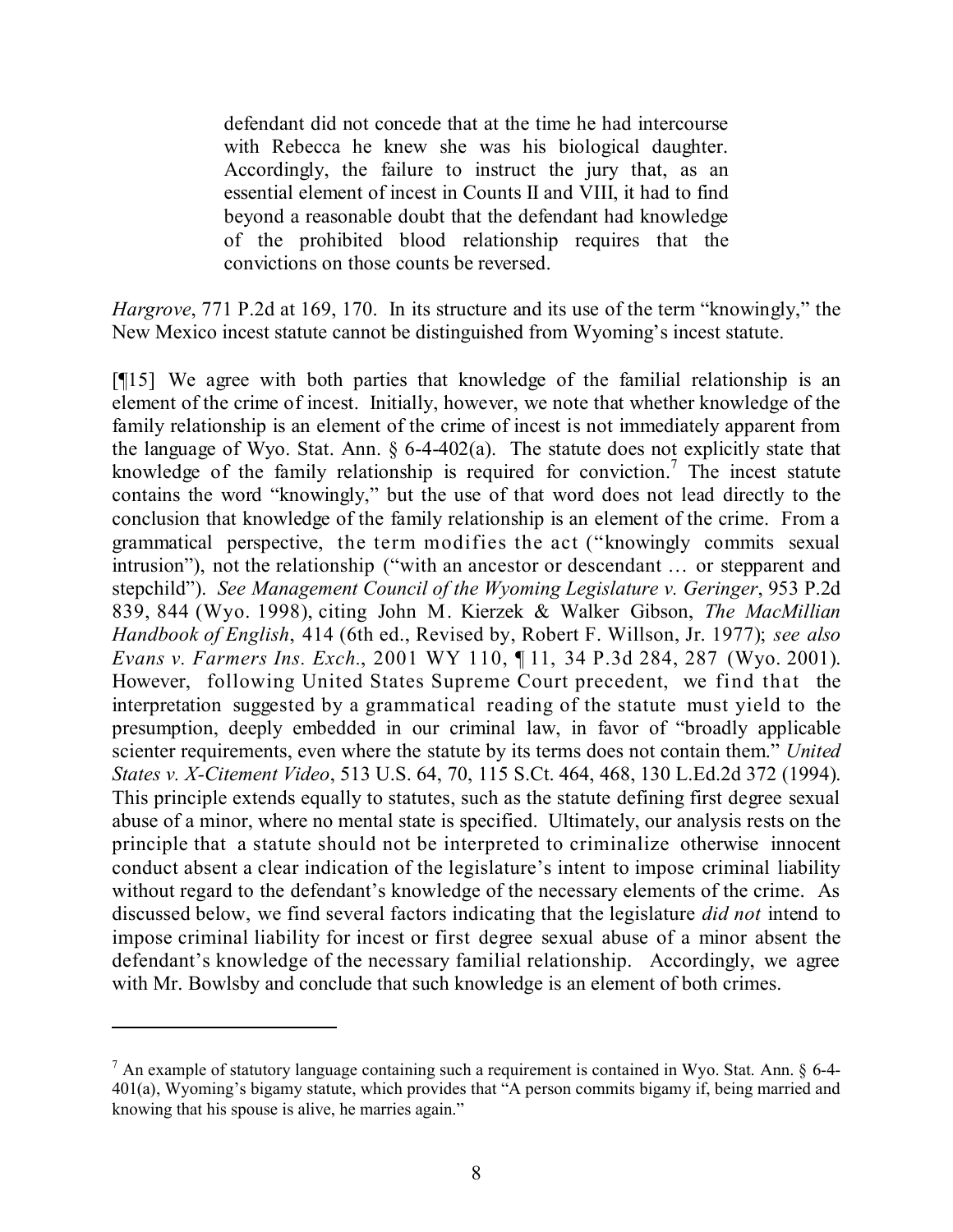> defendant did not concede that at the time he had intercourse with Rebecca he knew she was his biological daughter. Accordingly, the failure to instruct the jury that, as an essential element of incest in Counts II and VIII, it had to find beyond a reasonable doubt that the defendant had knowledge of the prohibited blood relationship requires that the convictions on those counts be reversed.

*Hargrove*, 771 P.2d at 169, 170. In its structure and its use of the term "knowingly," the New Mexico incest statute cannot be distinguished from Wyoming's incest statute.

[¶15] We agree with both parties that knowledge of the familial relationship is an element of the crime of incest. Initially, however, we note that whether knowledge of the family relationship is an element of the crime of incest is not immediately apparent from the language of Wyo. Stat. Ann. § 6-4-402(a). The statute does not explicitly state that knowledge of the family relationship is required for conviction.[7] The incest statute contains the word "knowingly," but the use of that word does not lead directly to the conclusion that knowledge of the family relationship is an element of the crime. From a grammatical perspective, the term modifies the act ("knowingly commits sexual intrusion"), not the relationship ("with an ancestor or descendant … or stepparent and stepchild"). *See Management Council of the Wyoming Legislature v. Geringer*, 953 P.2d 839, 844 (Wyo. 1998), citing John M. Kierzek & Walker Gibson, *The MacMillian Handbook of English*, 414 (6th ed., Revised by, Robert F. Willson, Jr. 1977); *see also Evans v. Farmers Ins. Exch*., 2001 WY 110, ¶ 11, 34 P.3d 284, 287 (Wyo. 2001). However, following United States Supreme Court precedent, we find that the interpretation suggested by a grammatical reading of the statute must yield to the presumption, deeply embedded in our criminal law, in favor of "broadly applicable scienter requirements, even where the statute by its terms does not contain them." *United States v. X-Citement Video*, 513 U.S. 64, 70, 115 S.Ct. 464, 468, 130 L.Ed.2d 372 (1994). This principle extends equally to statutes, such as the statute defining first degree sexual abuse of a minor, where no mental state is specified. Ultimately, our analysis rests on the principle that a statute should not be interpreted to criminalize otherwise innocent conduct absent a clear indication of the legislature's intent to impose criminal liability without regard to the defendant's knowledge of the necessary elements of the crime. As discussed below, we find several factors indicating that the legislature *did not* intend to impose criminal liability for incest or first degree sexual abuse of a minor absent the defendant's knowledge of the necessary familial relationship. Accordingly, we agree with Mr. Bowlsby and conclude that such knowledge is an element of both crimes.

---

[7] An example of statutory language containing such a requirement is contained in Wyo. Stat. Ann. § 6-4-401(a), Wyoming's bigamy statute, which provides that "A person commits bigamy if, being married and knowing that his spouse is alive, he marries again."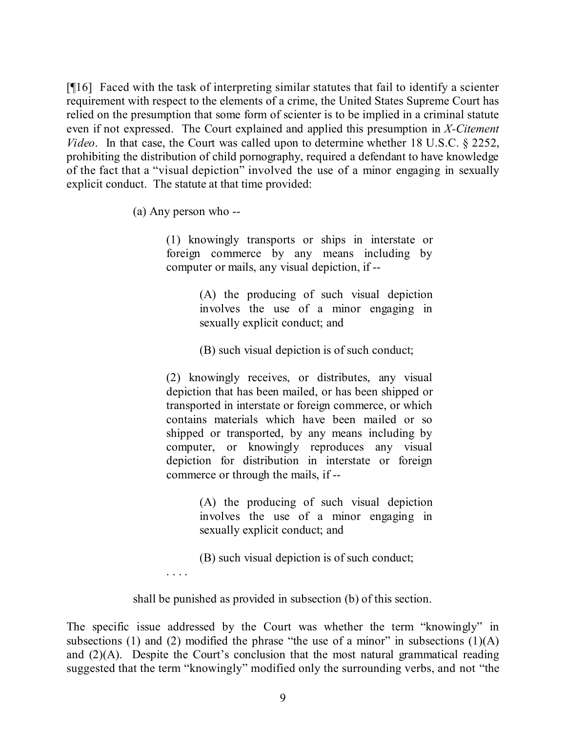[¶16] Faced with the task of interpreting similar statutes that fail to identify a scienter requirement with respect to the elements of a crime, the United States Supreme Court has relied on the presumption that some form of scienter is to be implied in a criminal statute even if not expressed. The Court explained and applied this presumption in *X-Citement Video*. In that case, the Court was called upon to determine whether 18 U.S.C. § 2252, prohibiting the distribution of child pornography, required a defendant to have knowledge of the fact that a "visual depiction" involved the use of a minor engaging in sexually explicit conduct. The statute at that time provided:

> (a) Any person who --
>
> > (1) knowingly transports or ships in interstate or foreign commerce by any means including by computer or mails, any visual depiction, if --
> >
> > > (A) the producing of such visual depiction involves the use of a minor engaging in sexually explicit conduct; and
> > >
> > > (B) such visual depiction is of such conduct;
> >
> > (2) knowingly receives, or distributes, any visual depiction that has been mailed, or has been shipped or transported in interstate or foreign commerce, or which contains materials which have been mailed or so shipped or transported, by any means including by computer, or knowingly reproduces any visual depiction for distribution in interstate or foreign commerce or through the mails, if --
> >
> > > (A) the producing of such visual depiction involves the use of a minor engaging in sexually explicit conduct; and
> > >
> > > (B) such visual depiction is of such conduct;
> >
> > . . . .
>
> shall be punished as provided in subsection (b) of this section.

The specific issue addressed by the Court was whether the term "knowingly" in subsections (1) and (2) modified the phrase "the use of a minor" in subsections (1)(A) and (2)(A). Despite the Court's conclusion that the most natural grammatical reading suggested that the term "knowingly" modified only the surrounding verbs, and not "the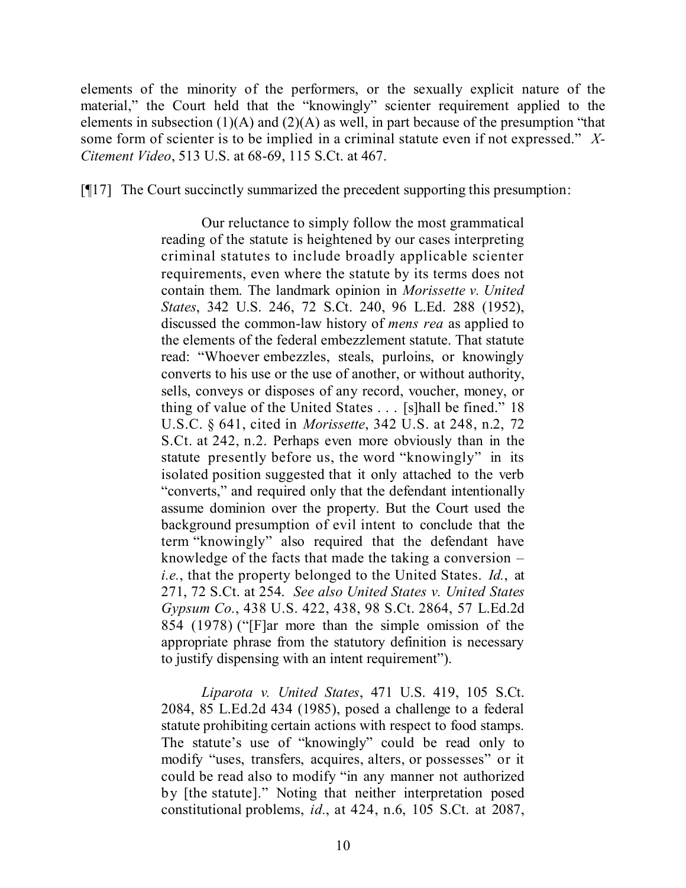elements of the minority of the performers, or the sexually explicit nature of the material," the Court held that the "knowingly" scienter requirement applied to the elements in subsection (1)(A) and (2)(A) as well, in part because of the presumption "that some form of scienter is to be implied in a criminal statute even if not expressed." *X-Citement Video*, 513 U.S. at 68-69, 115 S.Ct. at 467.

[¶17] The Court succinctly summarized the precedent supporting this presumption:

> Our reluctance to simply follow the most grammatical reading of the statute is heightened by our cases interpreting criminal statutes to include broadly applicable scienter requirements, even where the statute by its terms does not contain them. The landmark opinion in *Morissette v. United States*, 342 U.S. 246, 72 S.Ct. 240, 96 L.Ed. 288 (1952), discussed the common-law history of *mens rea* as applied to the elements of the federal embezzlement statute. That statute read: "Whoever embezzles, steals, purloins, or knowingly converts to his use or the use of another, or without authority, sells, conveys or disposes of any record, voucher, money, or thing of value of the United States . . . [s]hall be fined." 18 U.S.C. § 641, cited in *Morissette*, 342 U.S. at 248, n.2, 72 S.Ct. at 242, n.2. Perhaps even more obviously than in the statute presently before us, the word "knowingly" in its isolated position suggested that it only attached to the verb "converts," and required only that the defendant intentionally assume dominion over the property. But the Court used the background presumption of evil intent to conclude that the term "knowingly" also required that the defendant have knowledge of the facts that made the taking a conversion – *i.e.*, that the property belonged to the United States. *Id.*, at 271, 72 S.Ct. at 254. *See also United States v. United States Gypsum Co.*, 438 U.S. 422, 438, 98 S.Ct. 2864, 57 L.Ed.2d 854 (1978) ("[F]ar more than the simple omission of the appropriate phrase from the statutory definition is necessary to justify dispensing with an intent requirement").
>
> *Liparota v. United States*, 471 U.S. 419, 105 S.Ct. 2084, 85 L.Ed.2d 434 (1985), posed a challenge to a federal statute prohibiting certain actions with respect to food stamps. The statute's use of "knowingly" could be read only to modify "uses, transfers, acquires, alters, or possesses" or it could be read also to modify "in any manner not authorized by [the statute]." Noting that neither interpretation posed constitutional problems, *id*., at 424, n.6, 105 S.Ct. at 2087,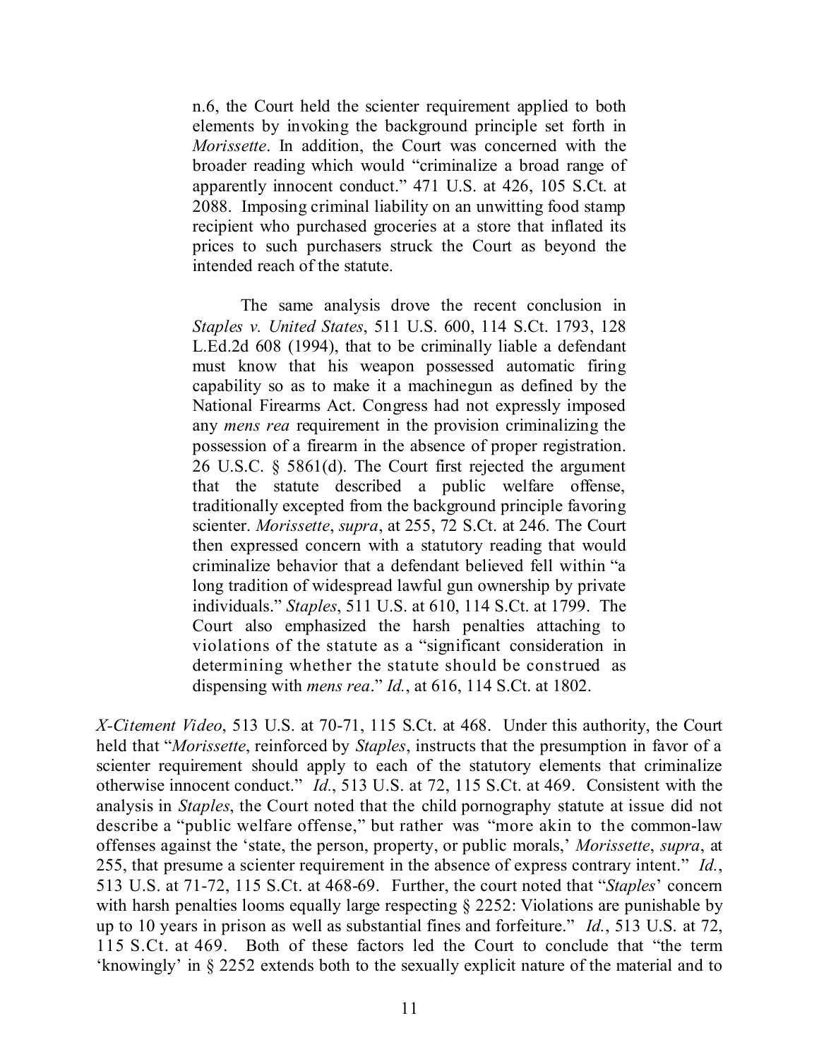> n.6, the Court held the scienter requirement applied to both elements by invoking the background principle set forth in *Morissette*. In addition, the Court was concerned with the broader reading which would "criminalize a broad range of apparently innocent conduct." 471 U.S. at 426, 105 S.Ct. at 2088. Imposing criminal liability on an unwitting food stamp recipient who purchased groceries at a store that inflated its prices to such purchasers struck the Court as beyond the intended reach of the statute.
>
> The same analysis drove the recent conclusion in *Staples v. United States*, 511 U.S. 600, 114 S.Ct. 1793, 128 L.Ed.2d 608 (1994), that to be criminally liable a defendant must know that his weapon possessed automatic firing capability so as to make it a machinegun as defined by the National Firearms Act. Congress had not expressly imposed any *mens rea* requirement in the provision criminalizing the possession of a firearm in the absence of proper registration. 26 U.S.C. § 5861(d). The Court first rejected the argument that the statute described a public welfare offense, traditionally excepted from the background principle favoring scienter. *Morissette*, *supra*, at 255, 72 S.Ct. at 246. The Court then expressed concern with a statutory reading that would criminalize behavior that a defendant believed fell within "a long tradition of widespread lawful gun ownership by private individuals." *Staples*, 511 U.S. at 610, 114 S.Ct. at 1799. The Court also emphasized the harsh penalties attaching to violations of the statute as a "significant consideration in determining whether the statute should be construed as dispensing with *mens rea*." *Id.*, at 616, 114 S.Ct. at 1802.

*X-Citement Video*, 513 U.S. at 70-71, 115 S.Ct. at 468. Under this authority, the Court held that "*Morissette*, reinforced by *Staples*, instructs that the presumption in favor of a scienter requirement should apply to each of the statutory elements that criminalize otherwise innocent conduct." *Id.*, 513 U.S. at 72, 115 S.Ct. at 469. Consistent with the analysis in *Staples*, the Court noted that the child pornography statute at issue did not describe a "public welfare offense," but rather was "more akin to the common-law offenses against the 'state, the person, property, or public morals,' *Morissette*, *supra*, at 255, that presume a scienter requirement in the absence of express contrary intent." *Id.*, 513 U.S. at 71-72, 115 S.Ct. at 468-69. Further, the court noted that "*Staples*' concern with harsh penalties looms equally large respecting § 2252: Violations are punishable by up to 10 years in prison as well as substantial fines and forfeiture." *Id.*, 513 U.S. at 72, 115 S.Ct. at 469. Both of these factors led the Court to conclude that "the term 'knowingly' in § 2252 extends both to the sexually explicit nature of the material and to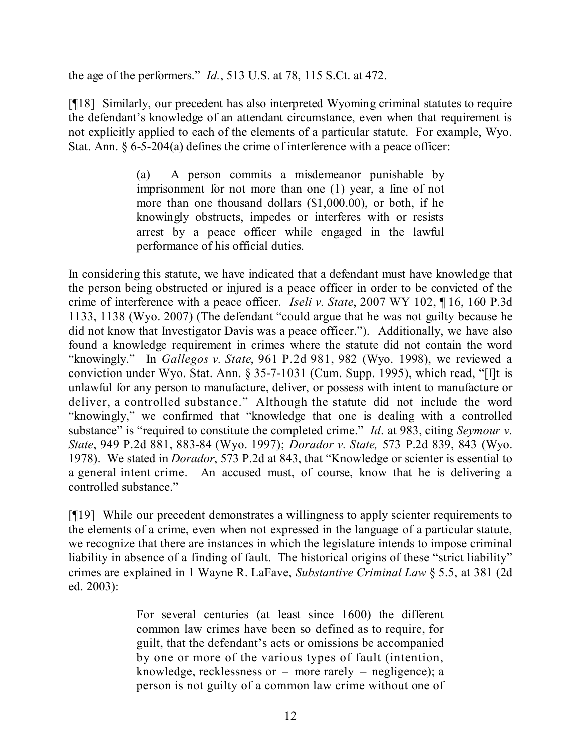the age of the performers." *Id.*, 513 U.S. at 78, 115 S.Ct. at 472.

[¶18] Similarly, our precedent has also interpreted Wyoming criminal statutes to require the defendant's knowledge of an attendant circumstance, even when that requirement is not explicitly applied to each of the elements of a particular statute. For example, Wyo. Stat. Ann. § 6-5-204(a) defines the crime of interference with a peace officer:

> (a) A person commits a misdemeanor punishable by imprisonment for not more than one (1) year, a fine of not more than one thousand dollars ($1,000.00), or both, if he knowingly obstructs, impedes or interferes with or resists arrest by a peace officer while engaged in the lawful performance of his official duties.

In considering this statute, we have indicated that a defendant must have knowledge that the person being obstructed or injured is a peace officer in order to be convicted of the crime of interference with a peace officer. *Iseli v. State*, 2007 WY 102, ¶ 16, 160 P.3d 1133, 1138 (Wyo. 2007) (The defendant "could argue that he was not guilty because he did not know that Investigator Davis was a peace officer."). Additionally, we have also found a knowledge requirement in crimes where the statute did not contain the word "knowingly." In *Gallegos v. State*, 961 P.2d 981, 982 (Wyo. 1998), we reviewed a conviction under Wyo. Stat. Ann. § 35-7-1031 (Cum. Supp. 1995), which read, "[I]t is unlawful for any person to manufacture, deliver, or possess with intent to manufacture or deliver, a controlled substance." Although the statute did not include the word "knowingly," we confirmed that "knowledge that one is dealing with a controlled substance" is "required to constitute the completed crime." *Id*. at 983, citing *Seymour v. State*, 949 P.2d 881, 883-84 (Wyo. 1997); *Dorador v. State,* 573 P.2d 839, 843 (Wyo. 1978). We stated in *Dorador*, 573 P.2d at 843, that "Knowledge or scienter is essential to a general intent crime. An accused must, of course, know that he is delivering a controlled substance."

[¶19] While our precedent demonstrates a willingness to apply scienter requirements to the elements of a crime, even when not expressed in the language of a particular statute, we recognize that there are instances in which the legislature intends to impose criminal liability in absence of a finding of fault. The historical origins of these "strict liability" crimes are explained in 1 Wayne R. LaFave, *Substantive Criminal Law* § 5.5, at 381 (2d ed. 2003):

> For several centuries (at least since 1600) the different common law crimes have been so defined as to require, for guilt, that the defendant's acts or omissions be accompanied by one or more of the various types of fault (intention, knowledge, recklessness or – more rarely – negligence); a person is not guilty of a common law crime without one of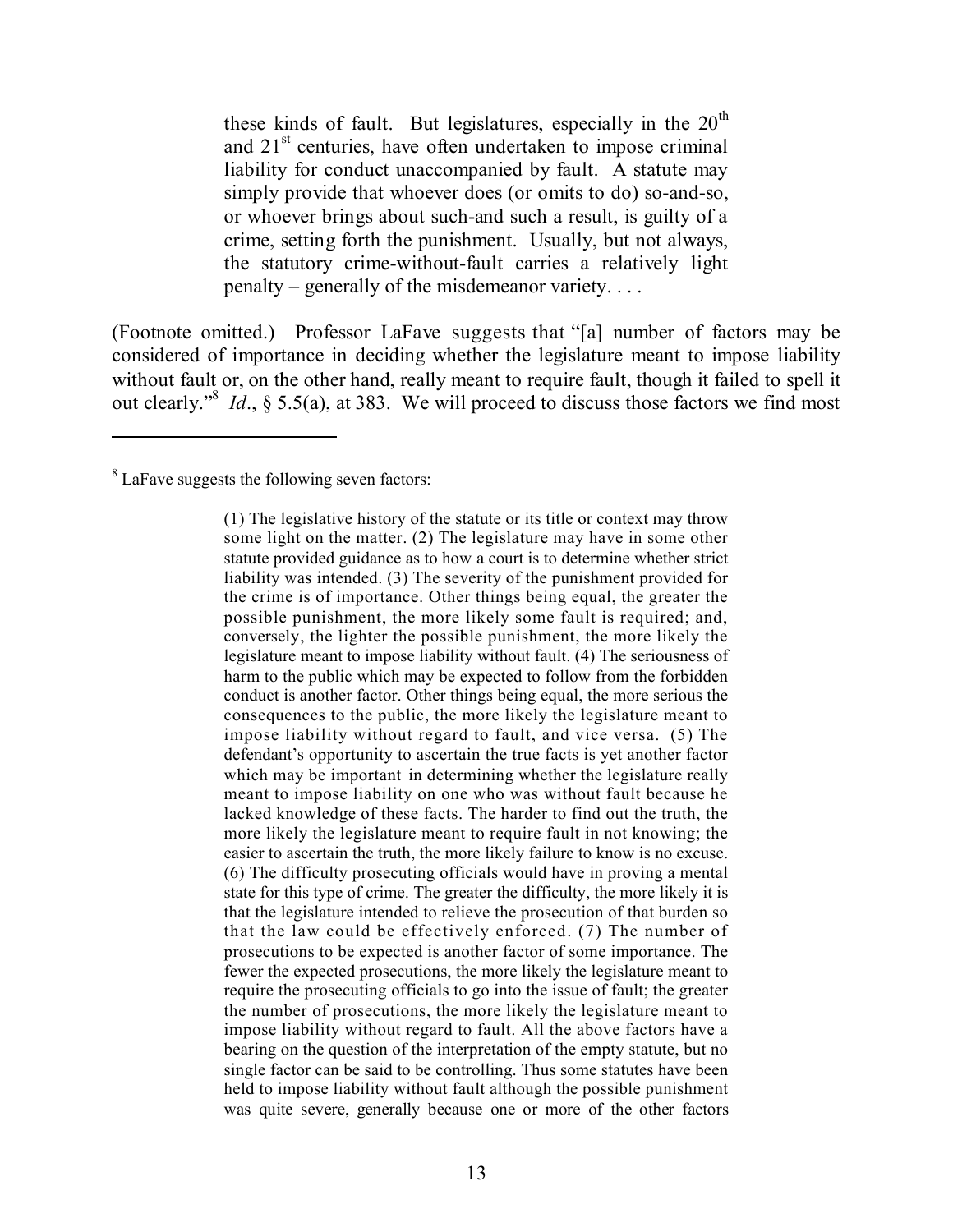> these kinds of fault. But legislatures, especially in the 20th and 21st centuries, have often undertaken to impose criminal liability for conduct unaccompanied by fault. A statute may simply provide that whoever does (or omits to do) so-and-so, or whoever brings about such-and such a result, is guilty of a crime, setting forth the punishment. Usually, but not always, the statutory crime-without-fault carries a relatively light penalty – generally of the misdemeanor variety. . . .

(Footnote omitted.) Professor LaFave suggests that "[a] number of factors may be considered of importance in deciding whether the legislature meant to impose liability without fault or, on the other hand, really meant to require fault, though it failed to spell it out clearly."[8] *Id*., § 5.5(a), at 383. We will proceed to discuss those factors we find most

---

[8] LaFave suggests the following seven factors:

> (1) The legislative history of the statute or its title or context may throw some light on the matter. (2) The legislature may have in some other statute provided guidance as to how a court is to determine whether strict liability was intended. (3) The severity of the punishment provided for the crime is of importance. Other things being equal, the greater the possible punishment, the more likely some fault is required; and, conversely, the lighter the possible punishment, the more likely the legislature meant to impose liability without fault. (4) The seriousness of harm to the public which may be expected to follow from the forbidden conduct is another factor. Other things being equal, the more serious the consequences to the public, the more likely the legislature meant to impose liability without regard to fault, and vice versa. (5) The defendant's opportunity to ascertain the true facts is yet another factor which may be important in determining whether the legislature really meant to impose liability on one who was without fault because he lacked knowledge of these facts. The harder to find out the truth, the more likely the legislature meant to require fault in not knowing; the easier to ascertain the truth, the more likely failure to know is no excuse. (6) The difficulty prosecuting officials would have in proving a mental state for this type of crime. The greater the difficulty, the more likely it is that the legislature intended to relieve the prosecution of that burden so that the law could be effectively enforced. (7) The number of prosecutions to be expected is another factor of some importance. The fewer the expected prosecutions, the more likely the legislature meant to require the prosecuting officials to go into the issue of fault; the greater the number of prosecutions, the more likely the legislature meant to impose liability without regard to fault. All the above factors have a bearing on the question of the interpretation of the empty statute, but no single factor can be said to be controlling. Thus some statutes have been held to impose liability without fault although the possible punishment was quite severe, generally because one or more of the other factors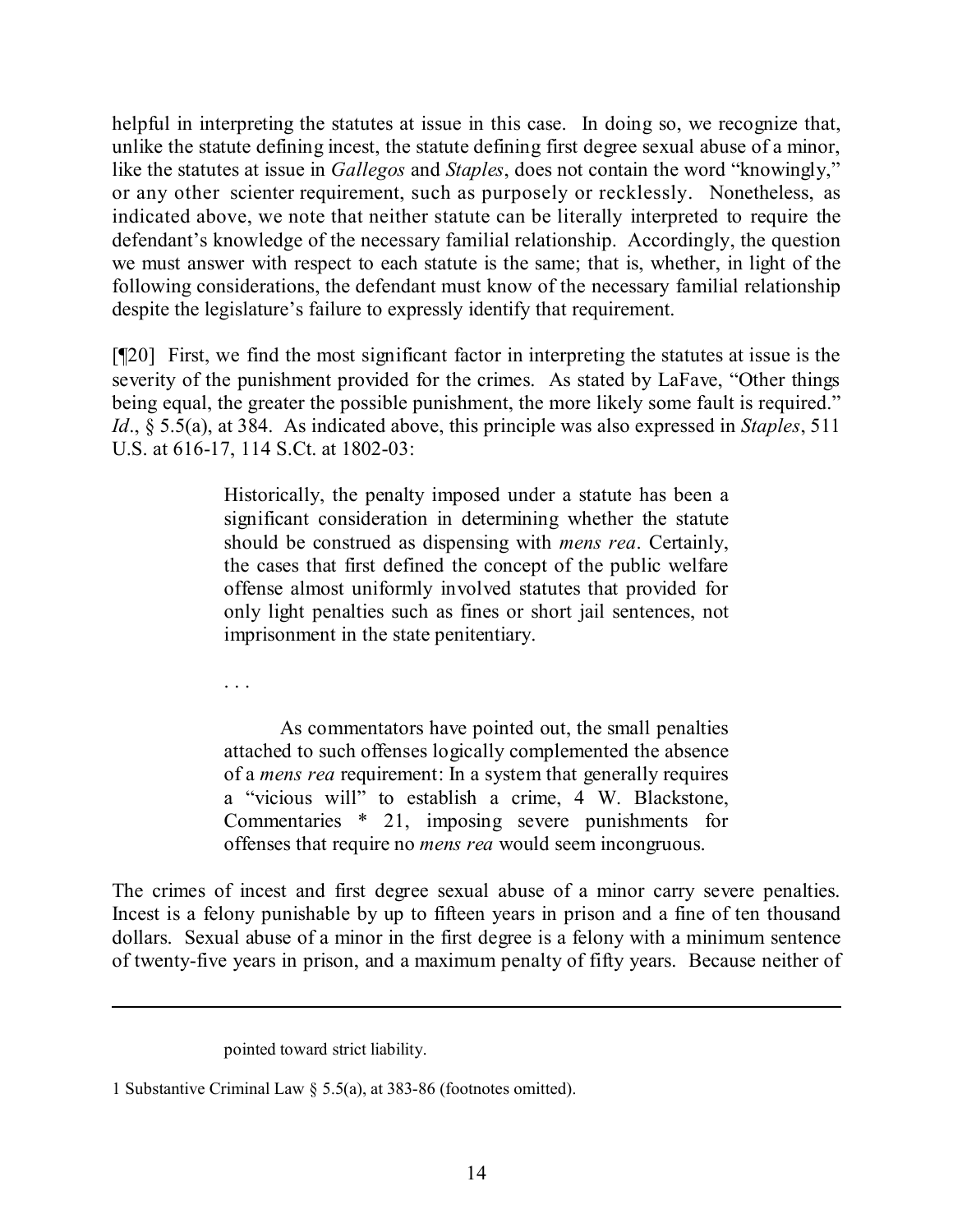helpful in interpreting the statutes at issue in this case. In doing so, we recognize that, unlike the statute defining incest, the statute defining first degree sexual abuse of a minor, like the statutes at issue in *Gallegos* and *Staples*, does not contain the word "knowingly," or any other scienter requirement, such as purposely or recklessly. Nonetheless, as indicated above, we note that neither statute can be literally interpreted to require the defendant's knowledge of the necessary familial relationship. Accordingly, the question we must answer with respect to each statute is the same; that is, whether, in light of the following considerations, the defendant must know of the necessary familial relationship despite the legislature's failure to expressly identify that requirement.

[¶20] First, we find the most significant factor in interpreting the statutes at issue is the severity of the punishment provided for the crimes. As stated by LaFave, "Other things being equal, the greater the possible punishment, the more likely some fault is required." *Id*., § 5.5(a), at 384. As indicated above, this principle was also expressed in *Staples*, 511 U.S. at 616-17, 114 S.Ct. at 1802-03:

> Historically, the penalty imposed under a statute has been a significant consideration in determining whether the statute should be construed as dispensing with *mens rea*. Certainly, the cases that first defined the concept of the public welfare offense almost uniformly involved statutes that provided for only light penalties such as fines or short jail sentences, not imprisonment in the state penitentiary.
>
> . . .
>
> As commentators have pointed out, the small penalties attached to such offenses logically complemented the absence of a *mens rea* requirement: In a system that generally requires a "vicious will" to establish a crime, 4 W. Blackstone, Commentaries * 21, imposing severe punishments for offenses that require no *mens rea* would seem incongruous.

The crimes of incest and first degree sexual abuse of a minor carry severe penalties. Incest is a felony punishable by up to fifteen years in prison and a fine of ten thousand dollars. Sexual abuse of a minor in the first degree is a felony with a minimum sentence of twenty-five years in prison, and a maximum penalty of fifty years. Because neither of

---

pointed toward strict liability.

1 Substantive Criminal Law § 5.5(a), at 383-86 (footnotes omitted).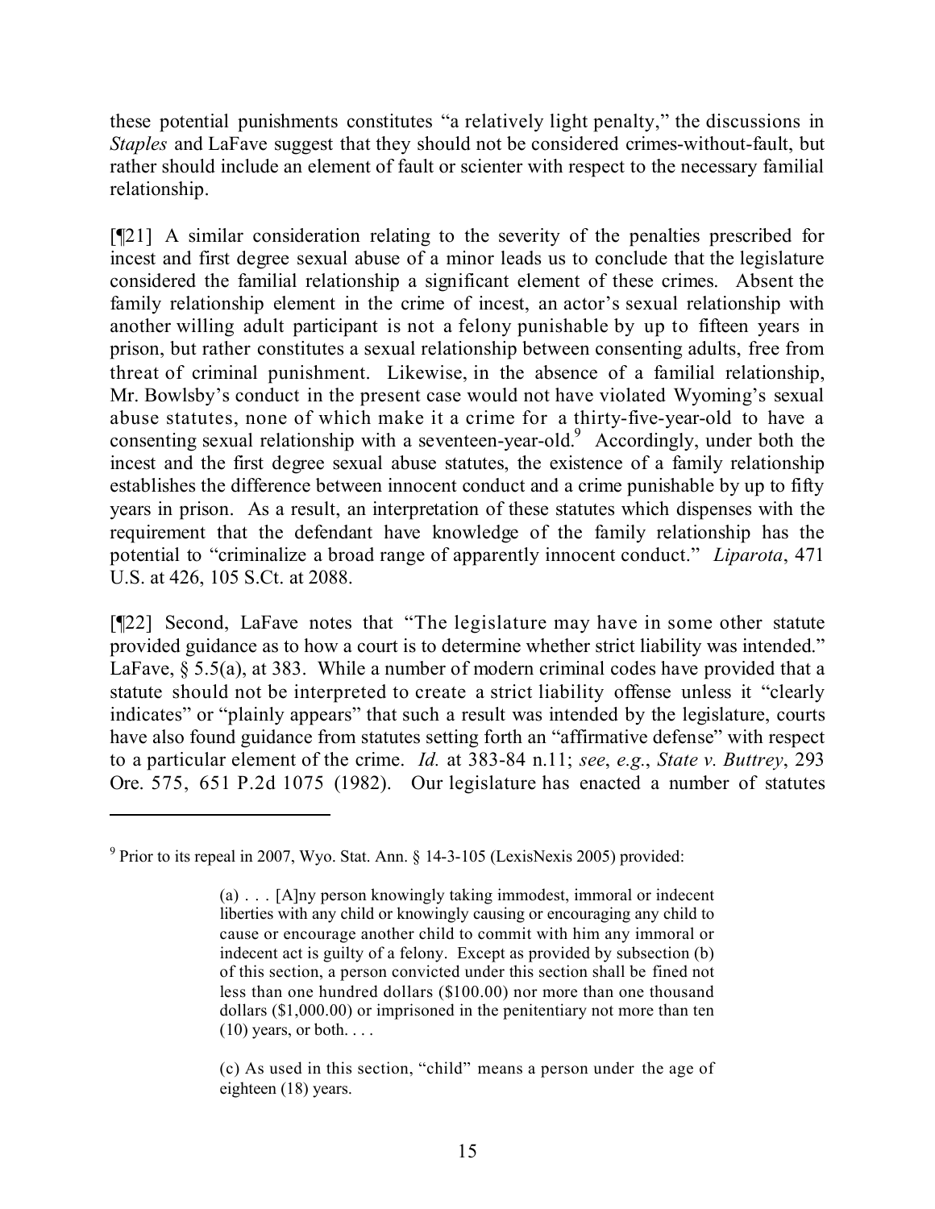these potential punishments constitutes "a relatively light penalty," the discussions in *Staples* and LaFave suggest that they should not be considered crimes-without-fault, but rather should include an element of fault or scienter with respect to the necessary familial relationship.

[¶21] A similar consideration relating to the severity of the penalties prescribed for incest and first degree sexual abuse of a minor leads us to conclude that the legislature considered the familial relationship a significant element of these crimes. Absent the family relationship element in the crime of incest, an actor's sexual relationship with another willing adult participant is not a felony punishable by up to fifteen years in prison, but rather constitutes a sexual relationship between consenting adults, free from threat of criminal punishment. Likewise, in the absence of a familial relationship, Mr. Bowlsby's conduct in the present case would not have violated Wyoming's sexual abuse statutes, none of which make it a crime for a thirty-five-year-old to have a consenting sexual relationship with a seventeen-year-old.[9] Accordingly, under both the incest and the first degree sexual abuse statutes, the existence of a family relationship establishes the difference between innocent conduct and a crime punishable by up to fifty years in prison. As a result, an interpretation of these statutes which dispenses with the requirement that the defendant have knowledge of the family relationship has the potential to "criminalize a broad range of apparently innocent conduct." *Liparota*, 471 U.S. at 426, 105 S.Ct. at 2088.

[¶22] Second, LaFave notes that "The legislature may have in some other statute provided guidance as to how a court is to determine whether strict liability was intended." LaFave, § 5.5(a), at 383. While a number of modern criminal codes have provided that a statute should not be interpreted to create a strict liability offense unless it "clearly indicates" or "plainly appears" that such a result was intended by the legislature, courts have also found guidance from statutes setting forth an "affirmative defense" with respect to a particular element of the crime. *Id.* at 383-84 n.11; *see*, *e.g.*, *State v. Buttrey*, 293 Ore. 575, 651 P.2d 1075 (1982). Our legislature has enacted a number of statutes

---

[9] Prior to its repeal in 2007, Wyo. Stat. Ann. § 14-3-105 (LexisNexis 2005) provided:

> (a) . . . [A]ny person knowingly taking immodest, immoral or indecent liberties with any child or knowingly causing or encouraging any child to cause or encourage another child to commit with him any immoral or indecent act is guilty of a felony. Except as provided by subsection (b) of this section, a person convicted under this section shall be fined not less than one hundred dollars ($100.00) nor more than one thousand dollars ($1,000.00) or imprisoned in the penitentiary not more than ten (10) years, or both. . . .
>
> (c) As used in this section, "child" means a person under the age of eighteen (18) years.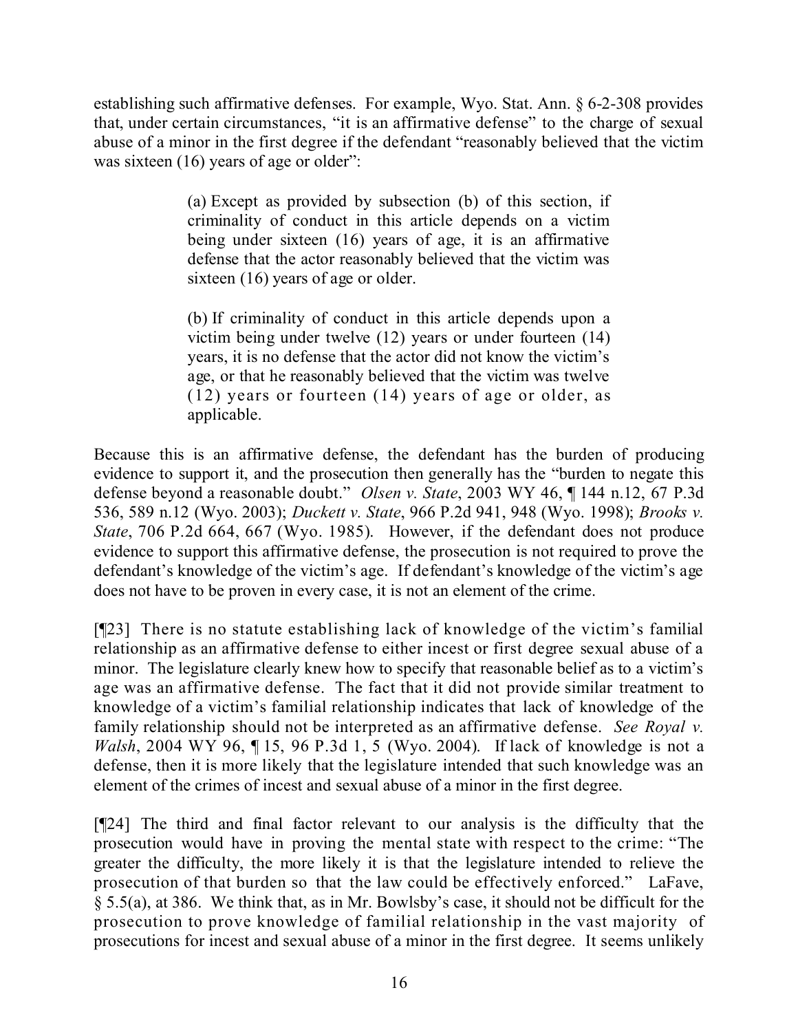establishing such affirmative defenses. For example, Wyo. Stat. Ann. § 6-2-308 provides that, under certain circumstances, "it is an affirmative defense" to the charge of sexual abuse of a minor in the first degree if the defendant "reasonably believed that the victim was sixteen (16) years of age or older":

> (a) Except as provided by subsection (b) of this section, if criminality of conduct in this article depends on a victim being under sixteen (16) years of age, it is an affirmative defense that the actor reasonably believed that the victim was sixteen (16) years of age or older.
>
> (b) If criminality of conduct in this article depends upon a victim being under twelve (12) years or under fourteen (14) years, it is no defense that the actor did not know the victim's age, or that he reasonably believed that the victim was twelve (12) years or fourteen (14) years of age or older, as applicable.

Because this is an affirmative defense, the defendant has the burden of producing evidence to support it, and the prosecution then generally has the "burden to negate this defense beyond a reasonable doubt." *Olsen v. State*, 2003 WY 46, ¶ 144 n.12, 67 P.3d 536, 589 n.12 (Wyo. 2003); *Duckett v. State*, 966 P.2d 941, 948 (Wyo. 1998); *Brooks v. State*, 706 P.2d 664, 667 (Wyo. 1985). However, if the defendant does not produce evidence to support this affirmative defense, the prosecution is not required to prove the defendant's knowledge of the victim's age. If defendant's knowledge of the victim's age does not have to be proven in every case, it is not an element of the crime.

[¶23] There is no statute establishing lack of knowledge of the victim's familial relationship as an affirmative defense to either incest or first degree sexual abuse of a minor. The legislature clearly knew how to specify that reasonable belief as to a victim's age was an affirmative defense. The fact that it did not provide similar treatment to knowledge of a victim's familial relationship indicates that lack of knowledge of the family relationship should not be interpreted as an affirmative defense. *See Royal v. Walsh*, 2004 WY 96, ¶ 15, 96 P.3d 1, 5 (Wyo. 2004). If lack of knowledge is not a defense, then it is more likely that the legislature intended that such knowledge was an element of the crimes of incest and sexual abuse of a minor in the first degree.

[¶24] The third and final factor relevant to our analysis is the difficulty that the prosecution would have in proving the mental state with respect to the crime: "The greater the difficulty, the more likely it is that the legislature intended to relieve the prosecution of that burden so that the law could be effectively enforced." LaFave, § 5.5(a), at 386. We think that, as in Mr. Bowlsby's case, it should not be difficult for the prosecution to prove knowledge of familial relationship in the vast majority of prosecutions for incest and sexual abuse of a minor in the first degree. It seems unlikely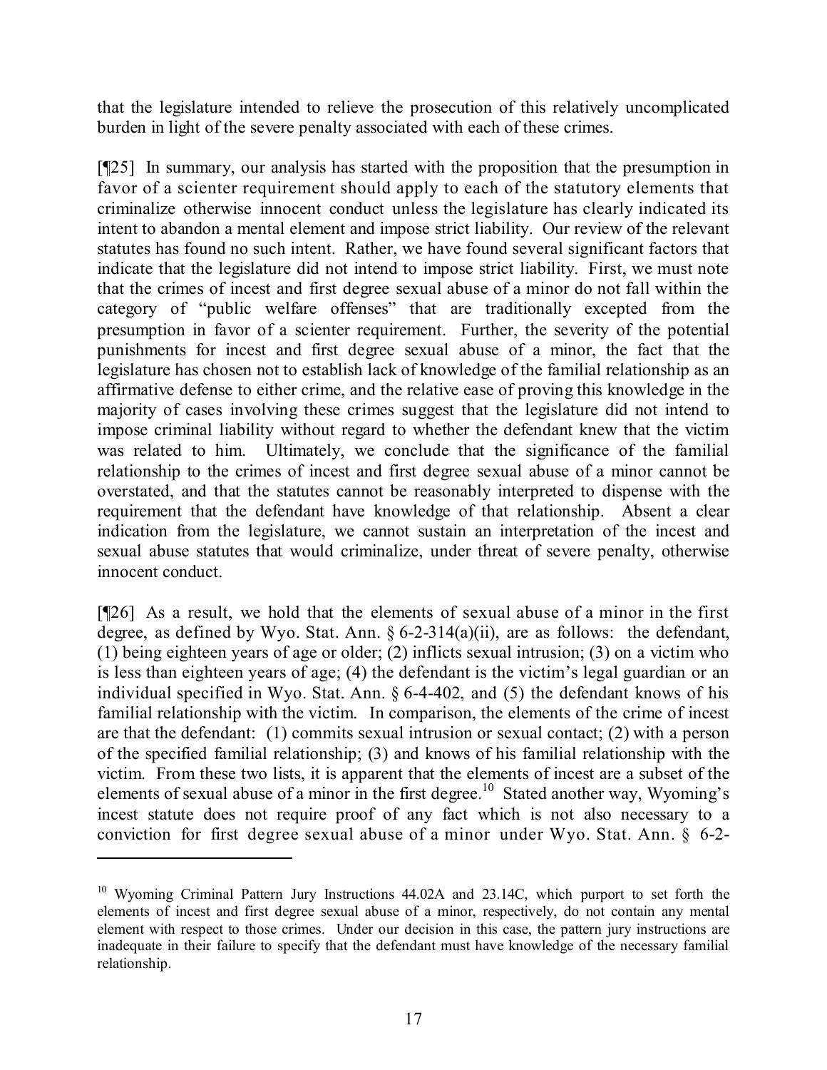that the legislature intended to relieve the prosecution of this relatively uncomplicated burden in light of the severe penalty associated with each of these crimes.

[¶25] In summary, our analysis has started with the proposition that the presumption in favor of a scienter requirement should apply to each of the statutory elements that criminalize otherwise innocent conduct unless the legislature has clearly indicated its intent to abandon a mental element and impose strict liability. Our review of the relevant statutes has found no such intent. Rather, we have found several significant factors that indicate that the legislature did not intend to impose strict liability. First, we must note that the crimes of incest and first degree sexual abuse of a minor do not fall within the category of "public welfare offenses" that are traditionally excepted from the presumption in favor of a scienter requirement. Further, the severity of the potential punishments for incest and first degree sexual abuse of a minor, the fact that the legislature has chosen not to establish lack of knowledge of the familial relationship as an affirmative defense to either crime, and the relative ease of proving this knowledge in the majority of cases involving these crimes suggest that the legislature did not intend to impose criminal liability without regard to whether the defendant knew that the victim was related to him. Ultimately, we conclude that the significance of the familial relationship to the crimes of incest and first degree sexual abuse of a minor cannot be overstated, and that the statutes cannot be reasonably interpreted to dispense with the requirement that the defendant have knowledge of that relationship. Absent a clear indication from the legislature, we cannot sustain an interpretation of the incest and sexual abuse statutes that would criminalize, under threat of severe penalty, otherwise innocent conduct.

[¶26] As a result, we hold that the elements of sexual abuse of a minor in the first degree, as defined by Wyo. Stat. Ann. § 6-2-314(a)(ii), are as follows: the defendant, (1) being eighteen years of age or older; (2) inflicts sexual intrusion; (3) on a victim who is less than eighteen years of age; (4) the defendant is the victim's legal guardian or an individual specified in Wyo. Stat. Ann. § 6-4-402, and (5) the defendant knows of his familial relationship with the victim. In comparison, the elements of the crime of incest are that the defendant: (1) commits sexual intrusion or sexual contact; (2) with a person of the specified familial relationship; (3) and knows of his familial relationship with the victim. From these two lists, it is apparent that the elements of incest are a subset of the elements of sexual abuse of a minor in the first degree.[10] Stated another way, Wyoming's incest statute does not require proof of any fact which is not also necessary to a conviction for first degree sexual abuse of a minor under Wyo. Stat. Ann. § 6-2-

[10] Wyoming Criminal Pattern Jury Instructions 44.02A and 23.14C, which purport to set forth the elements of incest and first degree sexual abuse of a minor, respectively, do not contain any mental element with respect to those crimes. Under our decision in this case, the pattern jury instructions are inadequate in their failure to specify that the defendant must have knowledge of the necessary familial relationship.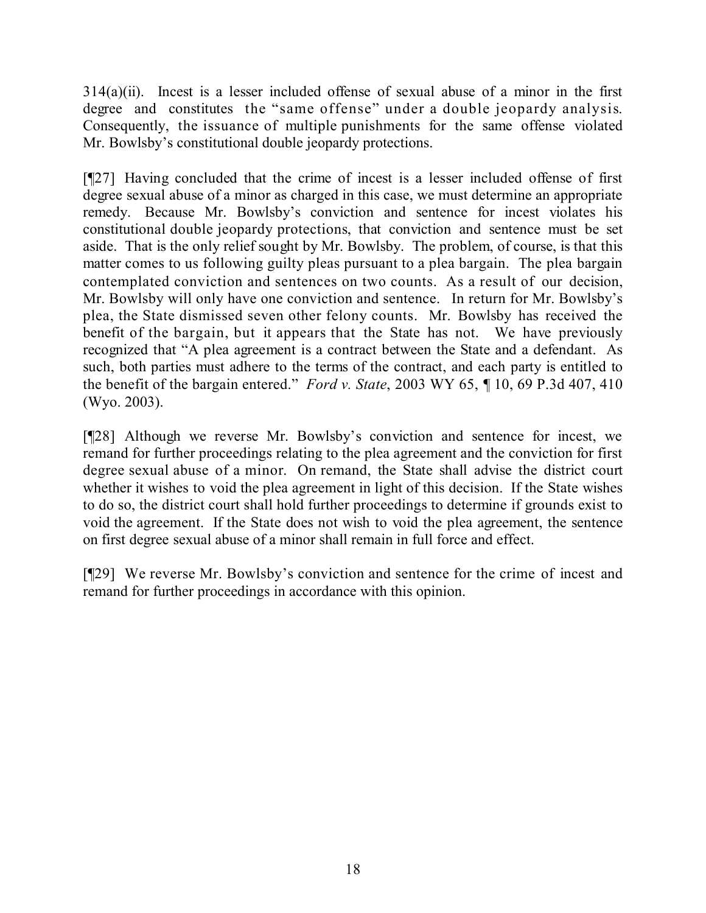314(a)(ii). Incest is a lesser included offense of sexual abuse of a minor in the first degree and constitutes the "same offense" under a double jeopardy analysis. Consequently, the issuance of multiple punishments for the same offense violated Mr. Bowlsby's constitutional double jeopardy protections.

[¶27] Having concluded that the crime of incest is a lesser included offense of first degree sexual abuse of a minor as charged in this case, we must determine an appropriate remedy. Because Mr. Bowlsby's conviction and sentence for incest violates his constitutional double jeopardy protections, that conviction and sentence must be set aside. That is the only relief sought by Mr. Bowlsby. The problem, of course, is that this matter comes to us following guilty pleas pursuant to a plea bargain. The plea bargain contemplated conviction and sentences on two counts. As a result of our decision, Mr. Bowlsby will only have one conviction and sentence. In return for Mr. Bowlsby's plea, the State dismissed seven other felony counts. Mr. Bowlsby has received the benefit of the bargain, but it appears that the State has not. We have previously recognized that "A plea agreement is a contract between the State and a defendant. As such, both parties must adhere to the terms of the contract, and each party is entitled to the benefit of the bargain entered." *Ford v. State*, 2003 WY 65, ¶ 10, 69 P.3d 407, 410 (Wyo. 2003).

[¶28] Although we reverse Mr. Bowlsby's conviction and sentence for incest, we remand for further proceedings relating to the plea agreement and the conviction for first degree sexual abuse of a minor. On remand, the State shall advise the district court whether it wishes to void the plea agreement in light of this decision. If the State wishes to do so, the district court shall hold further proceedings to determine if grounds exist to void the agreement. If the State does not wish to void the plea agreement, the sentence on first degree sexual abuse of a minor shall remain in full force and effect.

[¶29] We reverse Mr. Bowlsby's conviction and sentence for the crime of incest and remand for further proceedings in accordance with this opinion.